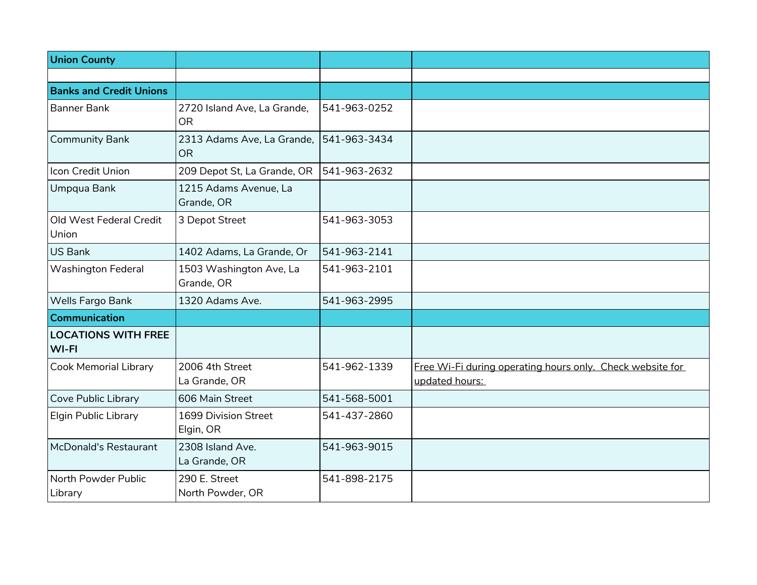| Union County | | | |
|---|---|---|---|
| | | | |
| **Banks and Credit Unions** | | | |
| Banner Bank | 2720 Island Ave, La Grande, OR | 541-963-0252 | |
| Community Bank | 2313 Adams Ave, La Grande, OR | 541-963-3434 | |
| Icon Credit Union | 209 Depot St, La Grande, OR | 541-963-2632 | |
| Umpqua Bank | 1215 Adams Avenue, La Grande, OR | | |
| Old West Federal Credit Union | 3 Depot Street | 541-963-3053 | |
| US Bank | 1402 Adams, La Grande, Or | 541-963-2141 | |
| Washington Federal | 1503 Washington Ave, La Grande, OR | 541-963-2101 | |
| Wells Fargo Bank | 1320 Adams Ave. | 541-963-2995 | |
| **Communication** | | | |
| **LOCATIONS WITH FREE WI-FI** | | | |
| Cook Memorial Library | 2006 4th Street<br>La Grande, OR | 541-962-1339 | Free Wi-Fi during operating hours only. Check website for updated hours: |
| Cove Public Library | 606 Main Street | 541-568-5001 | |
| Elgin Public Library | 1699 Division Street<br>Elgin, OR | 541-437-2860 | |
| McDonald's Restaurant | 2308 Island Ave.<br>La Grande, OR | 541-963-9015 | |
| North Powder Public Library | 290 E. Street<br>North Powder, OR | 541-898-2175 | |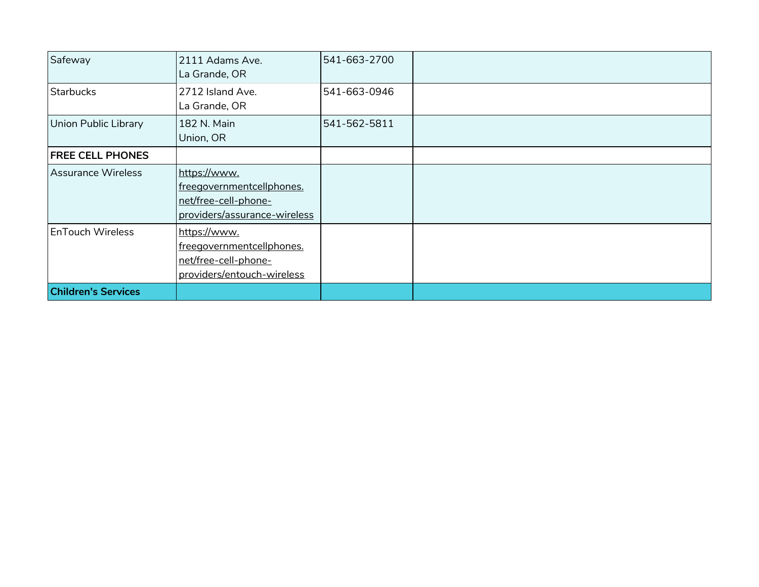| | | | |
|---|---|---|---|
| Safeway | 2111 Adams Ave.<br>La Grande, OR | 541-663-2700 | |
| Starbucks | 2712 Island Ave.<br>La Grande, OR | 541-663-0946 | |
| Union Public Library | 182 N. Main<br>Union, OR | 541-562-5811 | |
| **FREE CELL PHONES** | | | |
| Assurance Wireless | https://www.freegovernmentcellphones.net/free-cell-phone-providers/assurance-wireless | | |
| EnTouch Wireless | https://www.freegovernmentcellphones.net/free-cell-phone-providers/entouch-wireless | | |
| **Children's Services** | | | |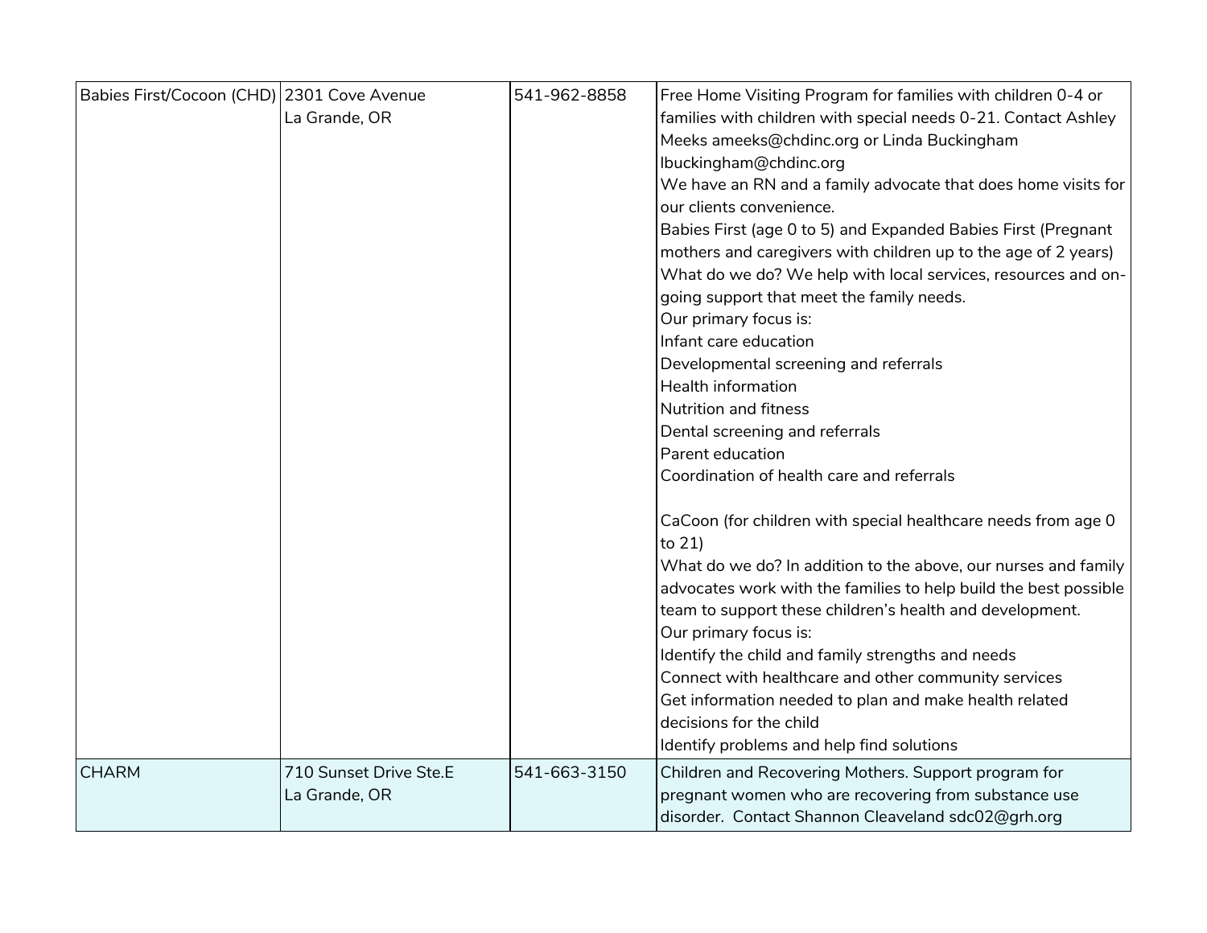| | | | |
|---|---|---|---|
| Babies First/Cocoon (CHD) | 2301 Cove Avenue<br>La Grande, OR | 541-962-8858 | Free Home Visiting Program for families with children 0-4 or families with children with special needs 0-21. Contact Ashley Meeks ameeks@chdinc.org or Linda Buckingham lbuckingham@chdinc.org<br>We have an RN and a family advocate that does home visits for our clients convenience.<br>Babies First (age 0 to 5) and Expanded Babies First (Pregnant mothers and caregivers with children up to the age of 2 years)<br>What do we do? We help with local services, resources and on-going support that meet the family needs.<br>Our primary focus is:<br>Infant care education<br>Developmental screening and referrals<br>Health information<br>Nutrition and fitness<br>Dental screening and referrals<br>Parent education<br>Coordination of health care and referrals<br><br>CaCoon (for children with special healthcare needs from age 0 to 21)<br>What do we do? In addition to the above, our nurses and family advocates work with the families to help build the best possible team to support these children's health and development.<br>Our primary focus is:<br>Identify the child and family strengths and needs<br>Connect with healthcare and other community services<br>Get information needed to plan and make health related decisions for the child<br>Identify problems and help find solutions |
| CHARM | 710 Sunset Drive Ste.E<br>La Grande, OR | 541-663-3150 | Children and Recovering Mothers. Support program for pregnant women who are recovering from substance use disorder. Contact Shannon Cleaveland sdc02@grh.org |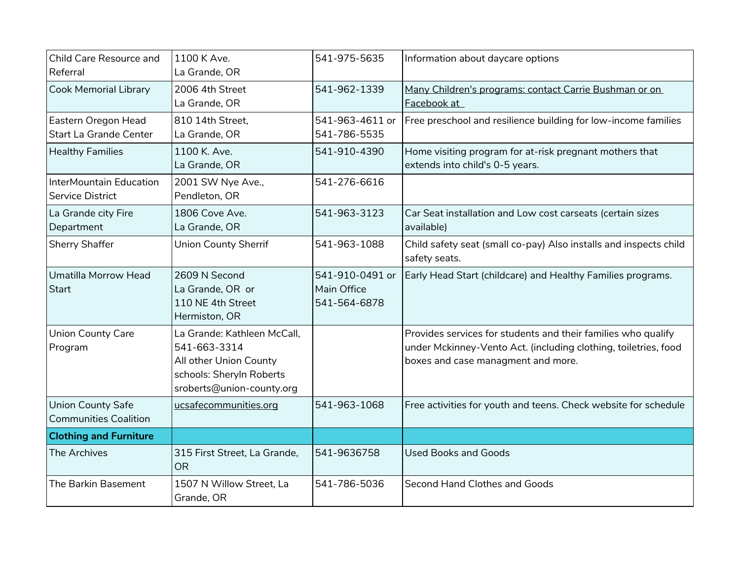| Child Care Resource and Referral | 1100 K Ave.<br>La Grande, OR | 541-975-5635 | Information about daycare options |
|---|---|---|---|
| Cook Memorial Library | 2006 4th Street<br>La Grande, OR | 541-962-1339 | Many Children's programs: contact Carrie Bushman or on Facebook at |
| Eastern Oregon Head Start La Grande Center | 810 14th Street,<br>La Grande, OR | 541-963-4611 or 541-786-5535 | Free preschool and resilience building for low-income families |
| Healthy Families | 1100 K. Ave.<br>La Grande, OR | 541-910-4390 | Home visiting program for at-risk pregnant mothers that extends into child's 0-5 years. |
| InterMountain Education Service District | 2001 SW Nye Ave.,<br>Pendleton, OR | 541-276-6616 | |
| La Grande city Fire Department | 1806 Cove Ave.<br>La Grande, OR | 541-963-3123 | Car Seat installation and Low cost carseats (certain sizes available) |
| Sherry Shaffer | Union County Sherrif | 541-963-1088 | Child safety seat (small co-pay) Also installs and inspects child safety seats. |
| Umatilla Morrow Head Start | 2609 N Second<br>La Grande, OR or<br>110 NE 4th Street<br>Hermiston, OR | 541-910-0491 or Main Office 541-564-6878 | Early Head Start (childcare) and Healthy Families programs. |
| Union County Care Program | La Grande: Kathleen McCall, 541-663-3314<br>All other Union County schools: Sheryln Roberts sroberts@union-county.org | | Provides services for students and their families who qualify under Mckinney-Vento Act. (including clothing, toiletries, food boxes and case managment and more. |
| Union County Safe Communities Coalition | ucsafecommunities.org | 541-963-1068 | Free activities for youth and teens. Check website for schedule |
| **Clothing and Furniture** | | | |
| The Archives | 315 First Street, La Grande, OR | 541-9636758 | Used Books and Goods |
| The Barkin Basement | 1507 N Willow Street, La Grande, OR | 541-786-5036 | Second Hand Clothes and Goods |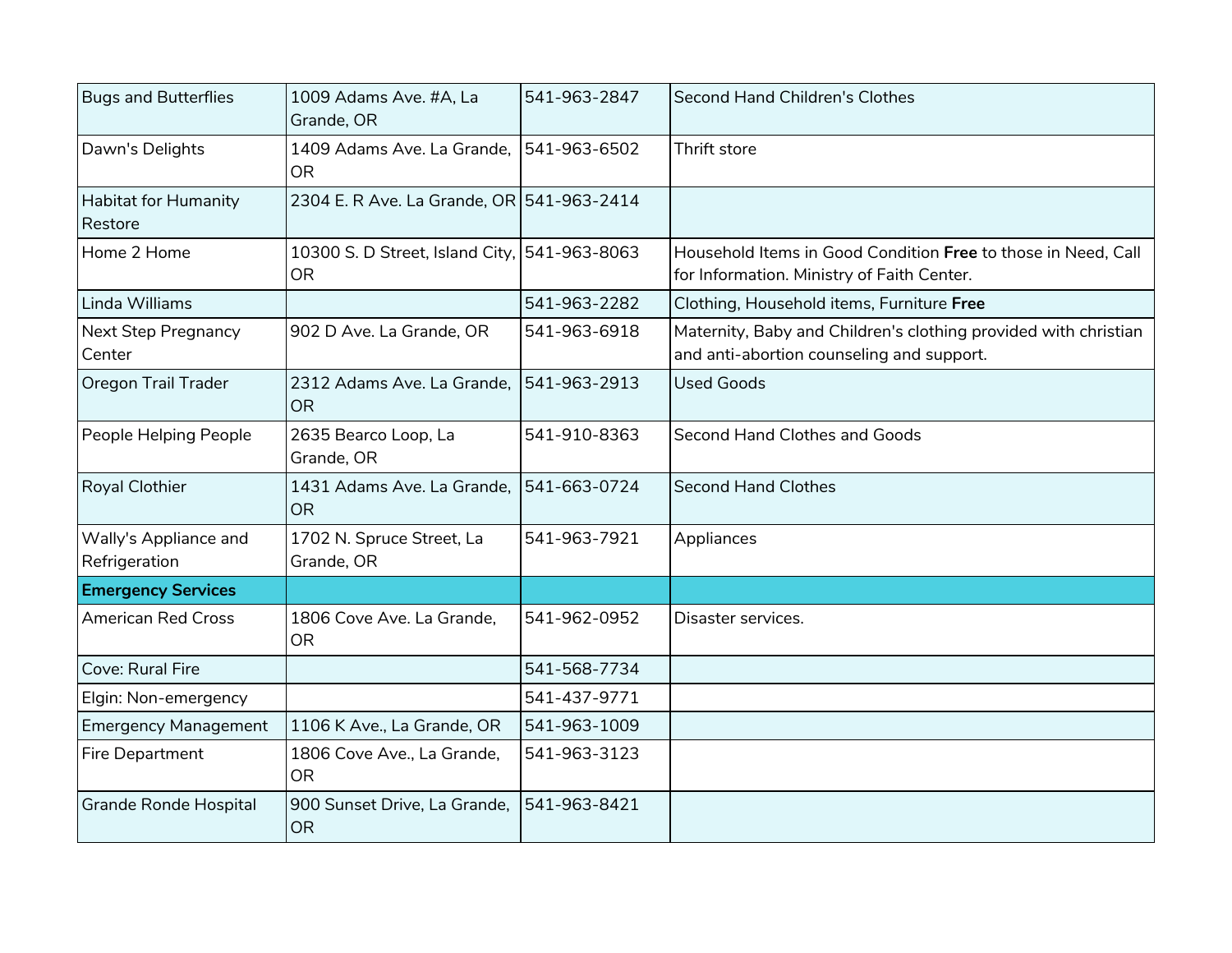| Bugs and Butterflies | 1009 Adams Ave. #A, La Grande, OR | 541-963-2847 | Second Hand Children's Clothes |
|---|---|---|---|
| Dawn's Delights | 1409 Adams Ave. La Grande, OR | 541-963-6502 | Thrift store |
| Habitat for Humanity Restore | 2304 E. R Ave. La Grande, OR | 541-963-2414 | |
| Home 2 Home | 10300 S. D Street, Island City, OR | 541-963-8063 | Household Items in Good Condition **Free** to those in Need, Call for Information. Ministry of Faith Center. |
| Linda Williams | | 541-963-2282 | Clothing, Household items, Furniture **Free** |
| Next Step Pregnancy Center | 902 D Ave. La Grande, OR | 541-963-6918 | Maternity, Baby and Children's clothing provided with christian and anti-abortion counseling and support. |
| Oregon Trail Trader | 2312 Adams Ave. La Grande, OR | 541-963-2913 | Used Goods |
| People Helping People | 2635 Bearco Loop, La Grande, OR | 541-910-8363 | Second Hand Clothes and Goods |
| Royal Clothier | 1431 Adams Ave. La Grande, OR | 541-663-0724 | Second Hand Clothes |
| Wally's Appliance and Refrigeration | 1702 N. Spruce Street, La Grande, OR | 541-963-7921 | Appliances |
| **Emergency Services** | | | |
| American Red Cross | 1806 Cove Ave. La Grande, OR | 541-962-0952 | Disaster services. |
| Cove: Rural Fire | | 541-568-7734 | |
| Elgin: Non-emergency | | 541-437-9771 | |
| Emergency Management | 1106 K Ave., La Grande, OR | 541-963-1009 | |
| Fire Department | 1806 Cove Ave., La Grande, OR | 541-963-3123 | |
| Grande Ronde Hospital | 900 Sunset Drive, La Grande, OR | 541-963-8421 | |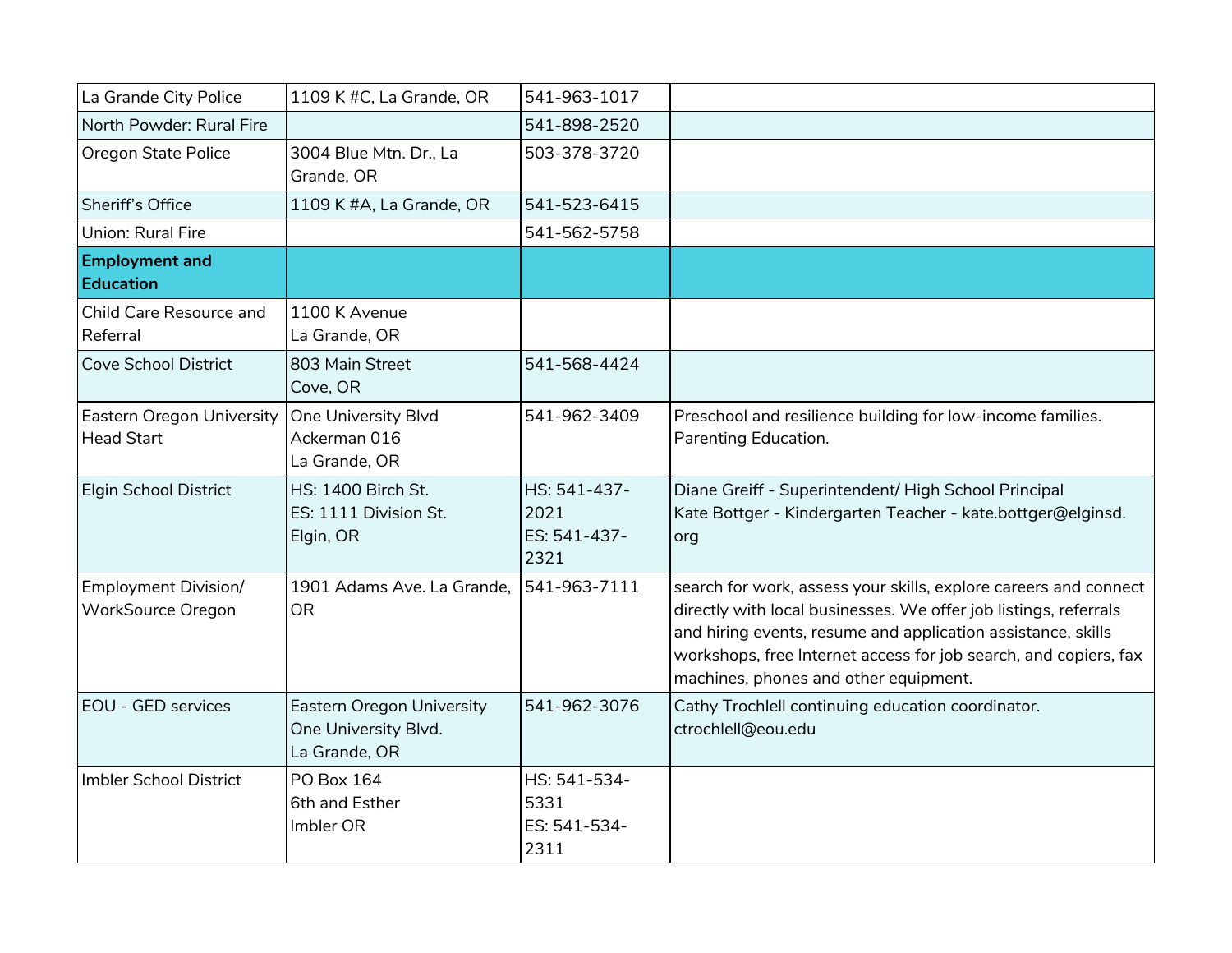| | | | |
|---|---|---|---|
| La Grande City Police | 1109 K #C, La Grande, OR | 541-963-1017 | |
| North Powder: Rural Fire | | 541-898-2520 | |
| Oregon State Police | 3004 Blue Mtn. Dr., La Grande, OR | 503-378-3720 | |
| Sheriff's Office | 1109 K #A, La Grande, OR | 541-523-6415 | |
| Union: Rural Fire | | 541-562-5758 | |
| **Employment and Education** | | | |
| Child Care Resource and Referral | 1100 K Avenue<br>La Grande, OR | | |
| Cove School District | 803 Main Street<br>Cove, OR | 541-568-4424 | |
| Eastern Oregon University Head Start | One University Blvd<br>Ackerman 016<br>La Grande, OR | 541-962-3409 | Preschool and resilience building for low-income families. Parenting Education. |
| Elgin School District | HS: 1400 Birch St.<br>ES: 1111 Division St.<br>Elgin, OR | HS: 541-437-2021<br>ES: 541-437-2321 | Diane Greiff - Superintendent/ High School Principal<br>Kate Bottger - Kindergarten Teacher - kate.bottger@elginsd.org |
| Employment Division/ WorkSource Oregon | 1901 Adams Ave. La Grande, OR | 541-963-7111 | search for work, assess your skills, explore careers and connect directly with local businesses. We offer job listings, referrals and hiring events, resume and application assistance, skills workshops, free Internet access for job search, and copiers, fax machines, phones and other equipment. |
| EOU - GED services | Eastern Oregon University<br>One University Blvd.<br>La Grande, OR | 541-962-3076 | Cathy Trochlell continuing education coordinator.<br>ctrochlell@eou.edu |
| Imbler School District | PO Box 164<br>6th and Esther<br>Imbler OR | HS: 541-534-5331<br>ES: 541-534-2311 | |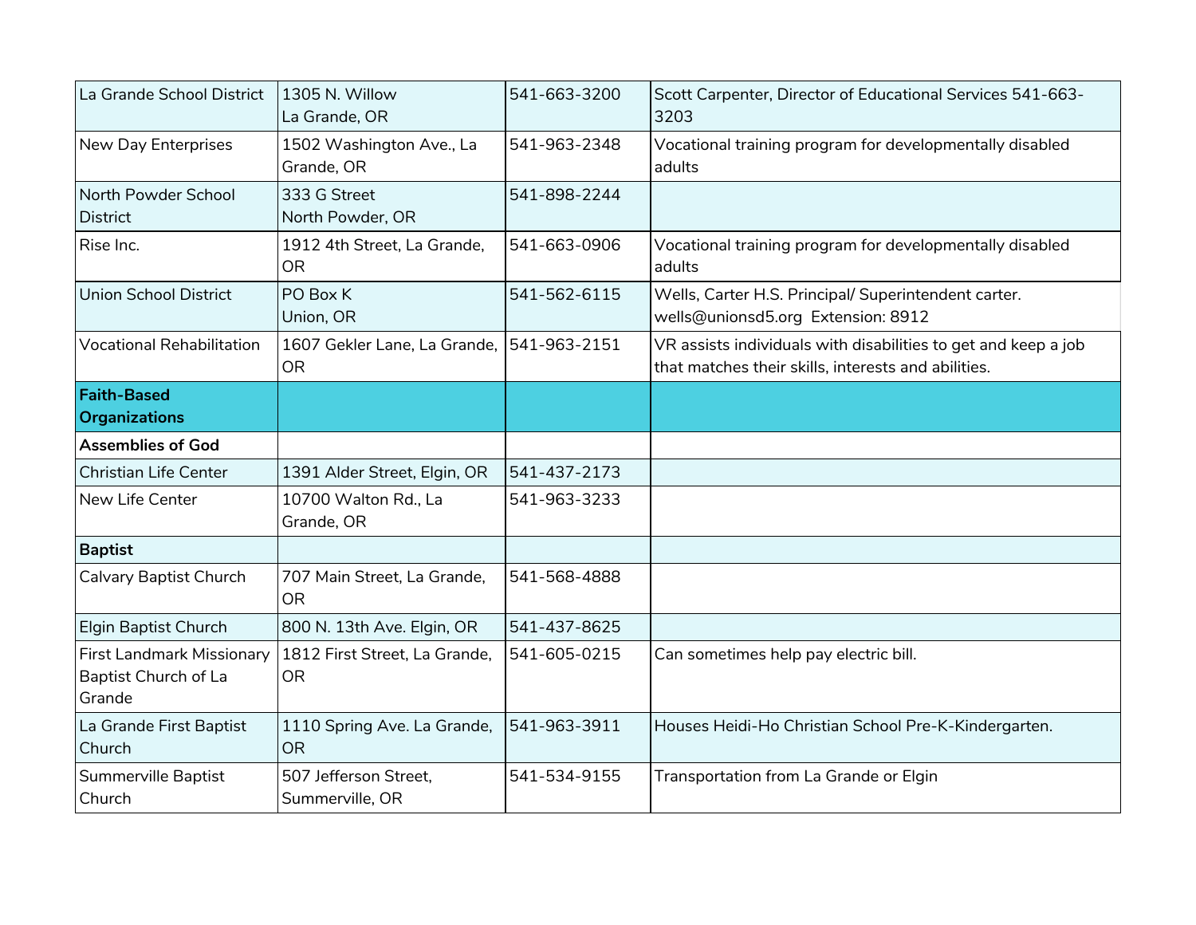| | | | |
|---|---|---|---|
| La Grande School District | 1305 N. Willow<br>La Grande, OR | 541-663-3200 | Scott Carpenter, Director of Educational Services 541-663-3203 |
| New Day Enterprises | 1502 Washington Ave., La Grande, OR | 541-963-2348 | Vocational training program for developmentally disabled adults |
| North Powder School District | 333 G Street<br>North Powder, OR | 541-898-2244 | |
| Rise Inc. | 1912 4th Street, La Grande, OR | 541-663-0906 | Vocational training program for developmentally disabled adults |
| Union School District | PO Box K<br>Union, OR | 541-562-6115 | Wells, Carter H.S. Principal/ Superintendent carter.wells@unionsd5.org Extension: 8912 |
| Vocational Rehabilitation | 1607 Gekler Lane, La Grande, OR | 541-963-2151 | VR assists individuals with disabilities to get and keep a job that matches their skills, interests and abilities. |
| **Faith-Based Organizations** | | | |
| **Assemblies of God** | | | |
| Christian Life Center | 1391 Alder Street, Elgin, OR | 541-437-2173 | |
| New Life Center | 10700 Walton Rd., La Grande, OR | 541-963-3233 | |
| **Baptist** | | | |
| Calvary Baptist Church | 707 Main Street, La Grande, OR | 541-568-4888 | |
| Elgin Baptist Church | 800 N. 13th Ave. Elgin, OR | 541-437-8625 | |
| First Landmark Missionary Baptist Church of La Grande | 1812 First Street, La Grande, OR | 541-605-0215 | Can sometimes help pay electric bill. |
| La Grande First Baptist Church | 1110 Spring Ave. La Grande, OR | 541-963-3911 | Houses Heidi-Ho Christian School Pre-K-Kindergarten. |
| Summerville Baptist Church | 507 Jefferson Street, Summerville, OR | 541-534-9155 | Transportation from La Grande or Elgin |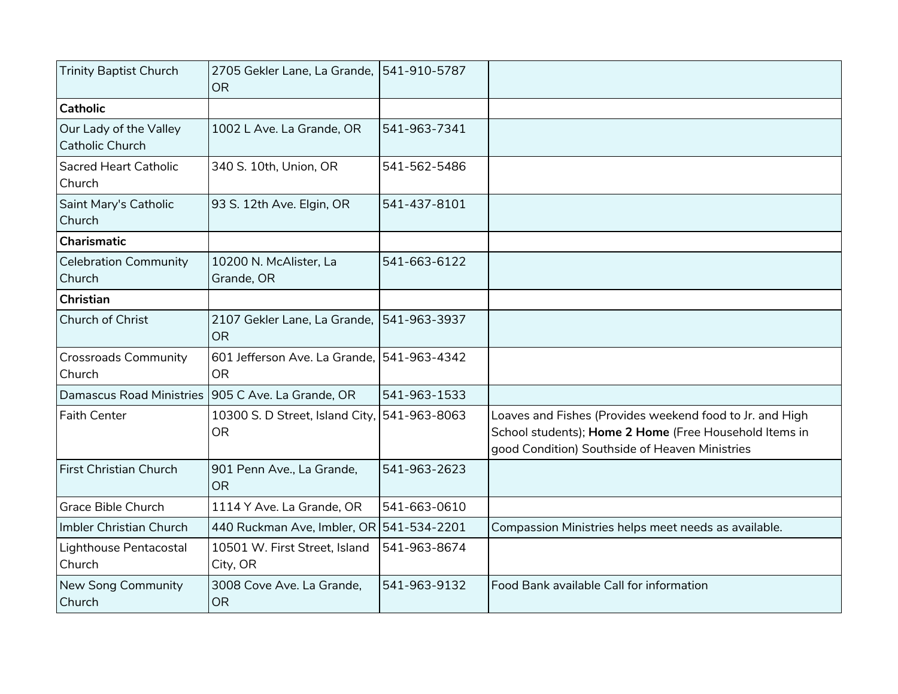| Trinity Baptist Church | 2705 Gekler Lane, La Grande, OR | 541-910-5787 | |
|---|---|---|---|
| **Catholic** | | | |
| Our Lady of the Valley Catholic Church | 1002 L Ave. La Grande, OR | 541-963-7341 | |
| Sacred Heart Catholic Church | 340 S. 10th, Union, OR | 541-562-5486 | |
| Saint Mary's Catholic Church | 93 S. 12th Ave. Elgin, OR | 541-437-8101 | |
| **Charismatic** | | | |
| Celebration Community Church | 10200 N. McAlister, La Grande, OR | 541-663-6122 | |
| **Christian** | | | |
| Church of Christ | 2107 Gekler Lane, La Grande, OR | 541-963-3937 | |
| Crossroads Community Church | 601 Jefferson Ave. La Grande, OR | 541-963-4342 | |
| Damascus Road Ministries | 905 C Ave. La Grande, OR | 541-963-1533 | |
| Faith Center | 10300 S. D Street, Island City, OR | 541-963-8063 | Loaves and Fishes (Provides weekend food to Jr. and High School students); **Home 2 Home** (Free Household Items in good Condition) Southside of Heaven Ministries |
| First Christian Church | 901 Penn Ave., La Grande, OR | 541-963-2623 | |
| Grace Bible Church | 1114 Y Ave. La Grande, OR | 541-663-0610 | |
| Imbler Christian Church | 440 Ruckman Ave, Imbler, OR | 541-534-2201 | Compassion Ministries helps meet needs as available. |
| Lighthouse Pentacostal Church | 10501 W. First Street, Island City, OR | 541-963-8674 | |
| New Song Community Church | 3008 Cove Ave. La Grande, OR | 541-963-9132 | Food Bank available Call for information |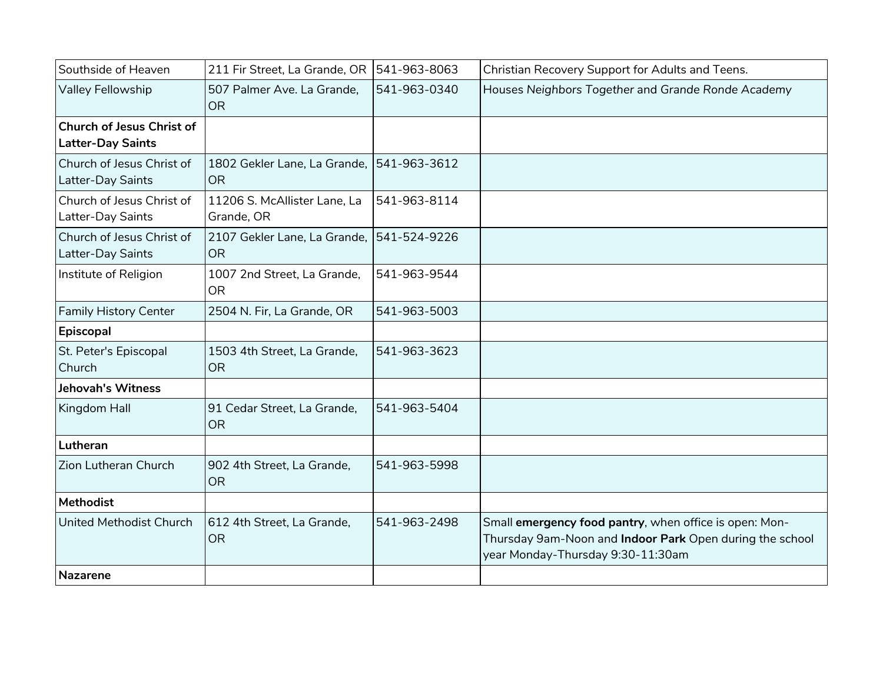| | | | |
|---|---|---|---|
| Southside of Heaven | 211 Fir Street, La Grande, OR | 541-963-8063 | Christian Recovery Support for Adults and Teens. |
| Valley Fellowship | 507 Palmer Ave. La Grande, OR | 541-963-0340 | Houses *Neighbors Together* and *Grande Ronde Academy* |
| **Church of Jesus Christ of Latter-Day Saints** | | | |
| Church of Jesus Christ of Latter-Day Saints | 1802 Gekler Lane, La Grande, OR | 541-963-3612 | |
| Church of Jesus Christ of Latter-Day Saints | 11206 S. McAllister Lane, La Grande, OR | 541-963-8114 | |
| Church of Jesus Christ of Latter-Day Saints | 2107 Gekler Lane, La Grande, OR | 541-524-9226 | |
| Institute of Religion | 1007 2nd Street, La Grande, OR | 541-963-9544 | |
| Family History Center | 2504 N. Fir, La Grande, OR | 541-963-5003 | |
| **Episcopal** | | | |
| St. Peter's Episcopal Church | 1503 4th Street, La Grande, OR | 541-963-3623 | |
| **Jehovah's Witness** | | | |
| Kingdom Hall | 91 Cedar Street, La Grande, OR | 541-963-5404 | |
| **Lutheran** | | | |
| Zion Lutheran Church | 902 4th Street, La Grande, OR | 541-963-5998 | |
| **Methodist** | | | |
| United Methodist Church | 612 4th Street, La Grande, OR | 541-963-2498 | Small **emergency food pantry**, when office is open: Mon-Thursday 9am-Noon and **Indoor Park** Open during the school year Monday-Thursday 9:30-11:30am |
| **Nazarene** | | | |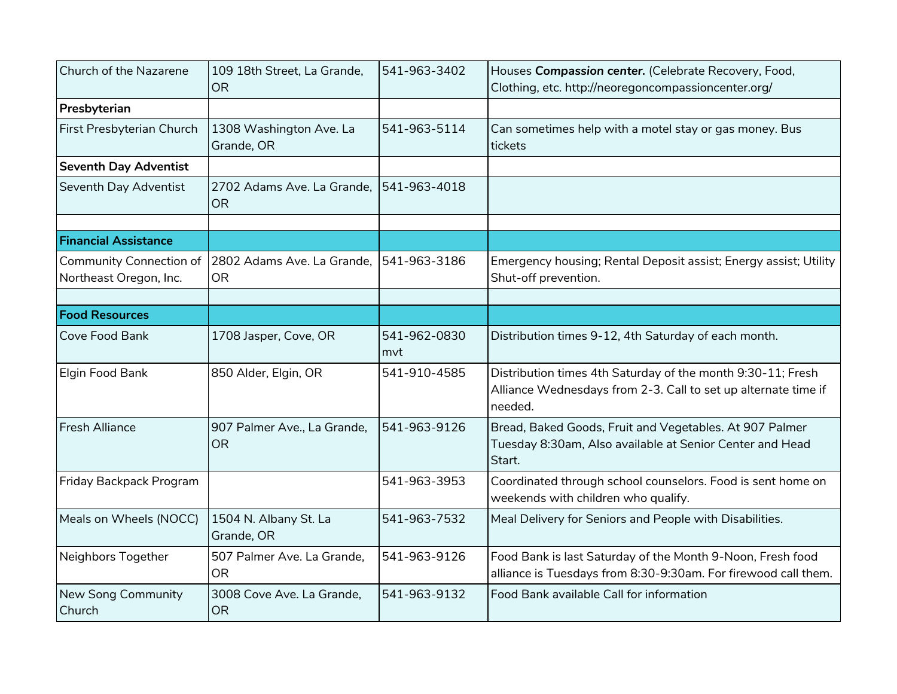| | | | |
|---|---|---|---|
| Church of the Nazarene | 109 18th Street, La Grande, OR | 541-963-3402 | Houses ***Compassion center.*** (Celebrate Recovery, Food, Clothing, etc. http://neoregoncompassioncenter.org/ |
| **Presbyterian** | | | |
| First Presbyterian Church | 1308 Washington Ave. La Grande, OR | 541-963-5114 | Can sometimes help with a motel stay or gas money. Bus tickets |
| **Seventh Day Adventist** | | | |
| Seventh Day Adventist | 2702 Adams Ave. La Grande, OR | 541-963-4018 | |
| | | | |
| **Financial Assistance** | | | |
| Community Connection of Northeast Oregon, Inc. | 2802 Adams Ave. La Grande, OR | 541-963-3186 | Emergency housing; Rental Deposit assist; Energy assist; Utility Shut-off prevention. |
| | | | |
| **Food Resources** | | | |
| Cove Food Bank | 1708 Jasper, Cove, OR | 541-962-0830 mvt | Distribution times 9-12, 4th Saturday of each month. |
| Elgin Food Bank | 850 Alder, Elgin, OR | 541-910-4585 | Distribution times 4th Saturday of the month 9:30-11; Fresh Alliance Wednesdays from 2-3. Call to set up alternate time if needed. |
| Fresh Alliance | 907 Palmer Ave., La Grande, OR | 541-963-9126 | Bread, Baked Goods, Fruit and Vegetables. At 907 Palmer Tuesday 8:30am, Also available at Senior Center and Head Start. |
| Friday Backpack Program | | 541-963-3953 | Coordinated through school counselors. Food is sent home on weekends with children who qualify. |
| Meals on Wheels (NOCC) | 1504 N. Albany St. La Grande, OR | 541-963-7532 | Meal Delivery for Seniors and People with Disabilities. |
| Neighbors Together | 507 Palmer Ave. La Grande, OR | 541-963-9126 | Food Bank is last Saturday of the Month 9-Noon, Fresh food alliance is Tuesdays from 8:30-9:30am. For firewood call them. |
| New Song Community Church | 3008 Cove Ave. La Grande, OR | 541-963-9132 | Food Bank available Call for information |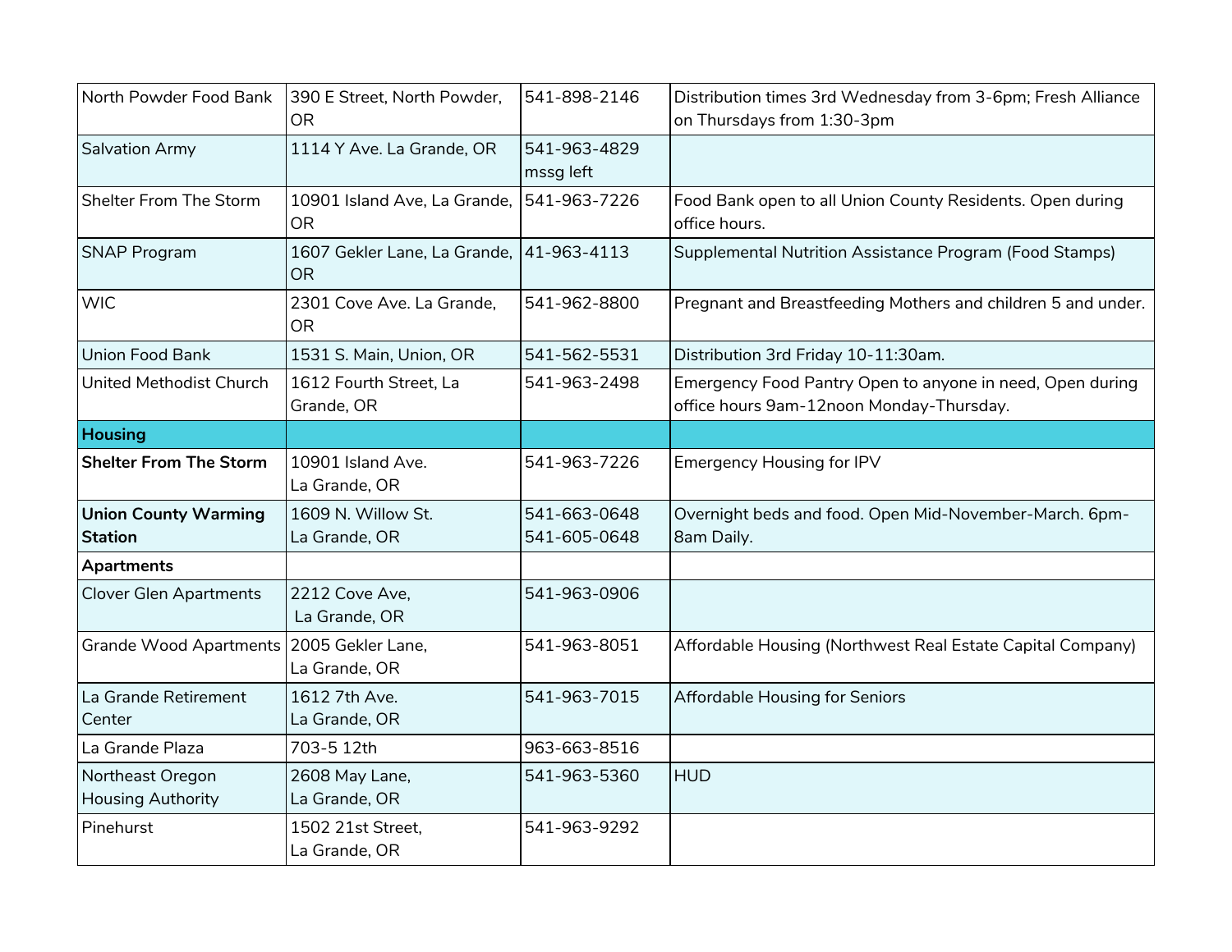| | | | |
|---|---|---|---|
| North Powder Food Bank | 390 E Street, North Powder, OR | 541-898-2146 | Distribution times 3rd Wednesday from 3-6pm; Fresh Alliance on Thursdays from 1:30-3pm |
| Salvation Army | 1114 Y Ave. La Grande, OR | 541-963-4829 mssg left | |
| Shelter From The Storm | 10901 Island Ave, La Grande, OR | 541-963-7226 | Food Bank open to all Union County Residents. Open during office hours. |
| SNAP Program | 1607 Gekler Lane, La Grande, OR | 41-963-4113 | Supplemental Nutrition Assistance Program (Food Stamps) |
| WIC | 2301 Cove Ave. La Grande, OR | 541-962-8800 | Pregnant and Breastfeeding Mothers and children 5 and under. |
| Union Food Bank | 1531 S. Main, Union, OR | 541-562-5531 | Distribution 3rd Friday 10-11:30am. |
| United Methodist Church | 1612 Fourth Street, La Grande, OR | 541-963-2498 | Emergency Food Pantry Open to anyone in need, Open during office hours 9am-12noon Monday-Thursday. |
| **Housing** | | | |
| **Shelter From The Storm** | 10901 Island Ave. La Grande, OR | 541-963-7226 | Emergency Housing for IPV |
| **Union County Warming Station** | 1609 N. Willow St. La Grande, OR | 541-663-0648 541-605-0648 | Overnight beds and food. Open Mid-November-March. 6pm-8am Daily. |
| **Apartments** | | | |
| Clover Glen Apartments | 2212 Cove Ave, La Grande, OR | 541-963-0906 | |
| Grande Wood Apartments | 2005 Gekler Lane, La Grande, OR | 541-963-8051 | Affordable Housing (Northwest Real Estate Capital Company) |
| La Grande Retirement Center | 1612 7th Ave. La Grande, OR | 541-963-7015 | Affordable Housing for Seniors |
| La Grande Plaza | 703-5 12th | 963-663-8516 | |
| Northeast Oregon Housing Authority | 2608 May Lane, La Grande, OR | 541-963-5360 | HUD |
| Pinehurst | 1502 21st Street, La Grande, OR | 541-963-9292 | |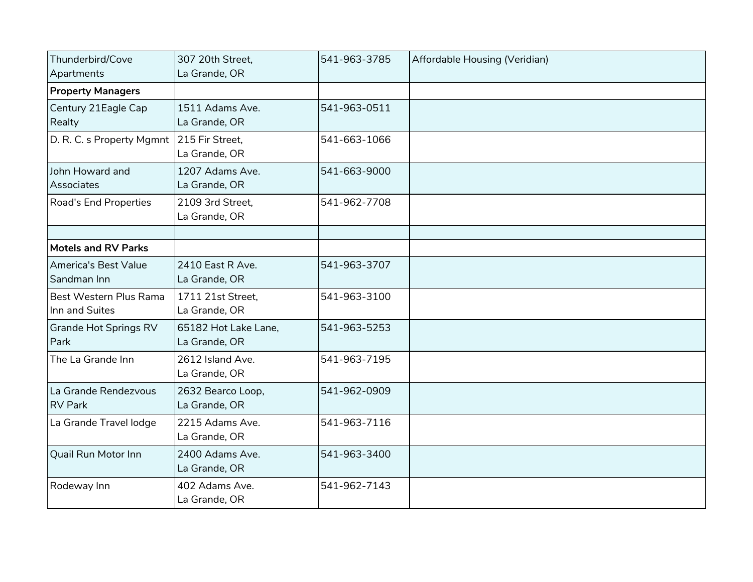| | | | |
|---|---|---|---|
| Thunderbird/Cove Apartments | 307 20th Street, La Grande, OR | 541-963-3785 | Affordable Housing (Veridian) |
| **Property Managers** | | | |
| Century 21Eagle Cap Realty | 1511 Adams Ave. La Grande, OR | 541-963-0511 | |
| D. R. C. s Property Mgmnt | 215 Fir Street, La Grande, OR | 541-663-1066 | |
| John Howard and Associates | 1207 Adams Ave. La Grande, OR | 541-663-9000 | |
| Road's End Properties | 2109 3rd Street, La Grande, OR | 541-962-7708 | |
| | | | |
| **Motels and RV Parks** | | | |
| America's Best Value Sandman Inn | 2410 East R Ave. La Grande, OR | 541-963-3707 | |
| Best Western Plus Rama Inn and Suites | 1711 21st Street, La Grande, OR | 541-963-3100 | |
| Grande Hot Springs RV Park | 65182 Hot Lake Lane, La Grande, OR | 541-963-5253 | |
| The La Grande Inn | 2612 Island Ave. La Grande, OR | 541-963-7195 | |
| La Grande Rendezvous RV Park | 2632 Bearco Loop, La Grande, OR | 541-962-0909 | |
| La Grande Travel lodge | 2215 Adams Ave. La Grande, OR | 541-963-7116 | |
| Quail Run Motor Inn | 2400 Adams Ave. La Grande, OR | 541-963-3400 | |
| Rodeway Inn | 402 Adams Ave. La Grande, OR | 541-962-7143 | |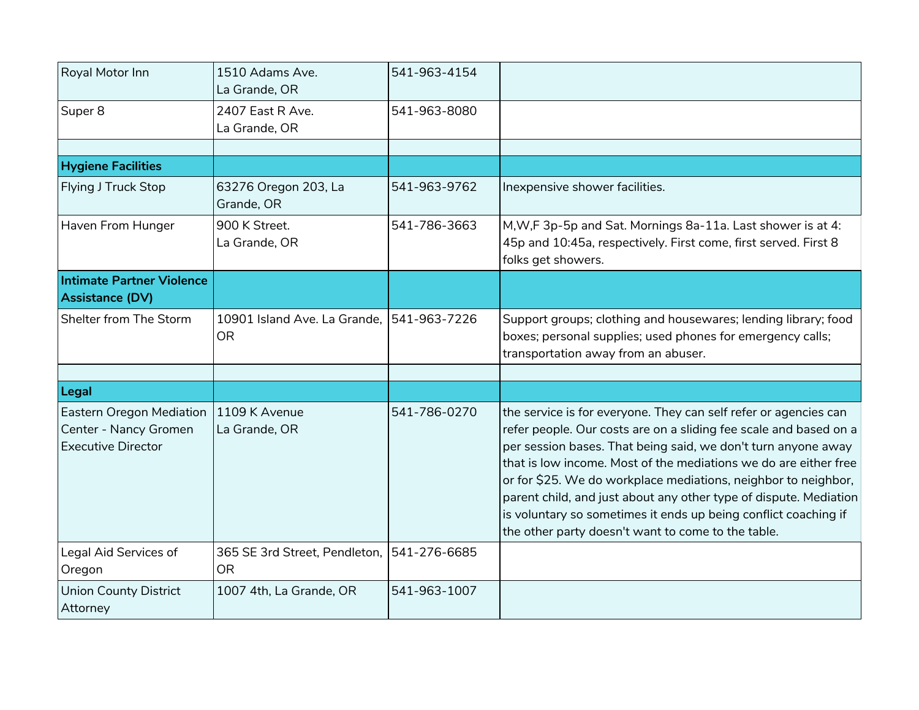| | | | |
|---|---|---|---|
| Royal Motor Inn | 1510 Adams Ave.<br>La Grande, OR | 541-963-4154 | |
| Super 8 | 2407 East R Ave.<br>La Grande, OR | 541-963-8080 | |
| | | | |
| **Hygiene Facilities** | | | |
| Flying J Truck Stop | 63276 Oregon 203, La Grande, OR | 541-963-9762 | Inexpensive shower facilities. |
| Haven From Hunger | 900 K Street.<br>La Grande, OR | 541-786-3663 | M,W,F 3p-5p and Sat. Mornings 8a-11a. Last shower is at 4:45p and 10:45a, respectively. First come, first served. First 8 folks get showers. |
| **Intimate Partner Violence Assistance (DV)** | | | |
| Shelter from The Storm | 10901 Island Ave. La Grande, OR | 541-963-7226 | Support groups; clothing and housewares; lending library; food boxes; personal supplies; used phones for emergency calls; transportation away from an abuser. |
| | | | |
| **Legal** | | | |
| Eastern Oregon Mediation Center - Nancy Gromen Executive Director | 1109 K Avenue<br>La Grande, OR | 541-786-0270 | the service is for everyone. They can self refer or agencies can refer people. Our costs are on a sliding fee scale and based on a per session bases. That being said, we don't turn anyone away that is low income. Most of the mediations we do are either free or for $25. We do workplace mediations, neighbor to neighbor, parent child, and just about any other type of dispute. Mediation is voluntary so sometimes it ends up being conflict coaching if the other party doesn't want to come to the table. |
| Legal Aid Services of Oregon | 365 SE 3rd Street, Pendleton, OR | 541-276-6685 | |
| Union County District Attorney | 1007 4th, La Grande, OR | 541-963-1007 | |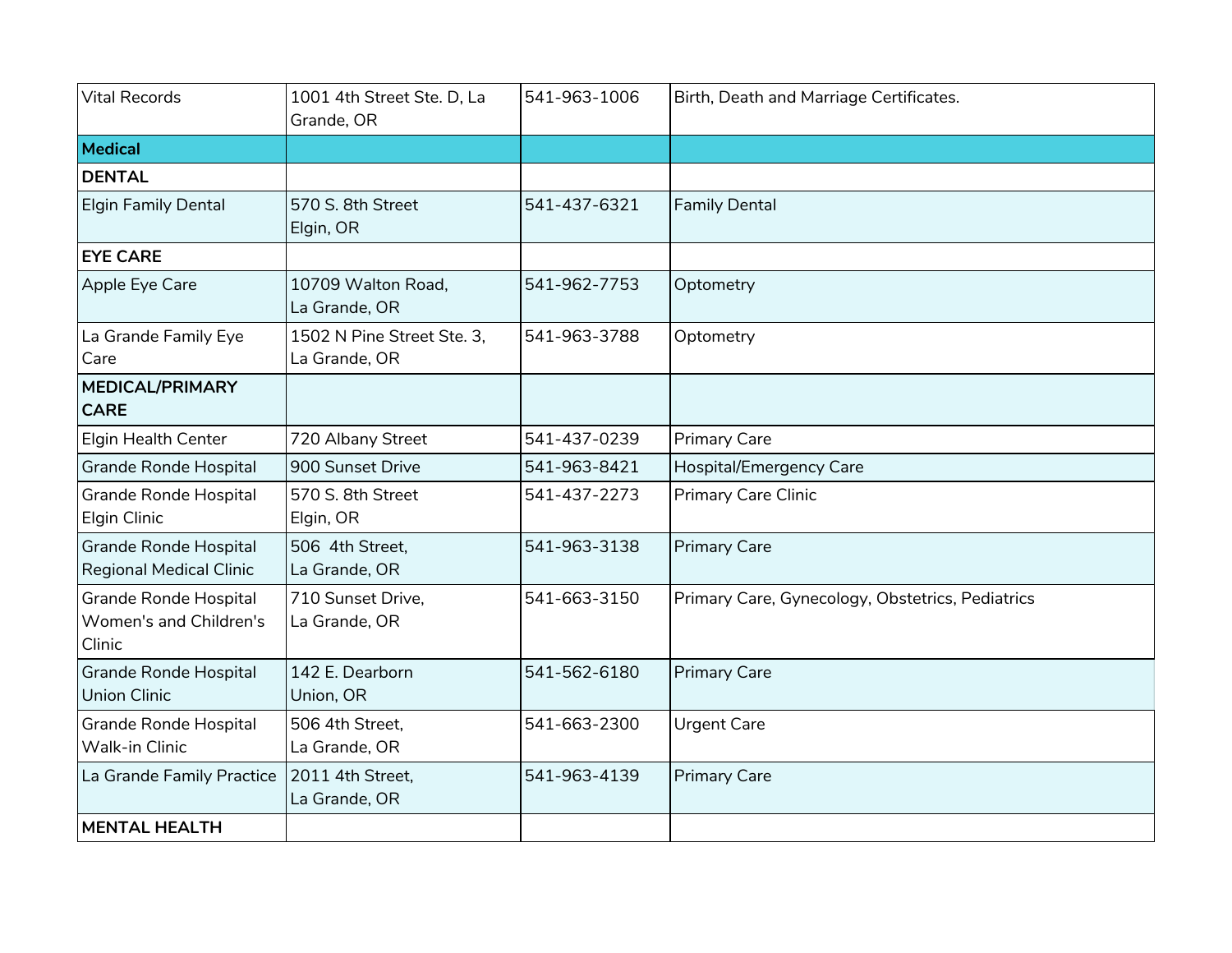| Vital Records | 1001 4th Street Ste. D, La Grande, OR | 541-963-1006 | Birth, Death and Marriage Certificates. |
|---|---|---|---|
| **Medical** | | | |
| **DENTAL** | | | |
| Elgin Family Dental | 570 S. 8th Street Elgin, OR | 541-437-6321 | Family Dental |
| **EYE CARE** | | | |
| Apple Eye Care | 10709 Walton Road, La Grande, OR | 541-962-7753 | Optometry |
| La Grande Family Eye Care | 1502 N Pine Street Ste. 3, La Grande, OR | 541-963-3788 | Optometry |
| **MEDICAL/PRIMARY CARE** | | | |
| Elgin Health Center | 720 Albany Street | 541-437-0239 | Primary Care |
| Grande Ronde Hospital | 900 Sunset Drive | 541-963-8421 | Hospital/Emergency Care |
| Grande Ronde Hospital Elgin Clinic | 570 S. 8th Street Elgin, OR | 541-437-2273 | Primary Care Clinic |
| Grande Ronde Hospital Regional Medical Clinic | 506 4th Street, La Grande, OR | 541-963-3138 | Primary Care |
| Grande Ronde Hospital Women's and Children's Clinic | 710 Sunset Drive, La Grande, OR | 541-663-3150 | Primary Care, Gynecology, Obstetrics, Pediatrics |
| Grande Ronde Hospital Union Clinic | 142 E. Dearborn Union, OR | 541-562-6180 | Primary Care |
| Grande Ronde Hospital Walk-in Clinic | 506 4th Street, La Grande, OR | 541-663-2300 | Urgent Care |
| La Grande Family Practice | 2011 4th Street, La Grande, OR | 541-963-4139 | Primary Care |
| **MENTAL HEALTH** | | | |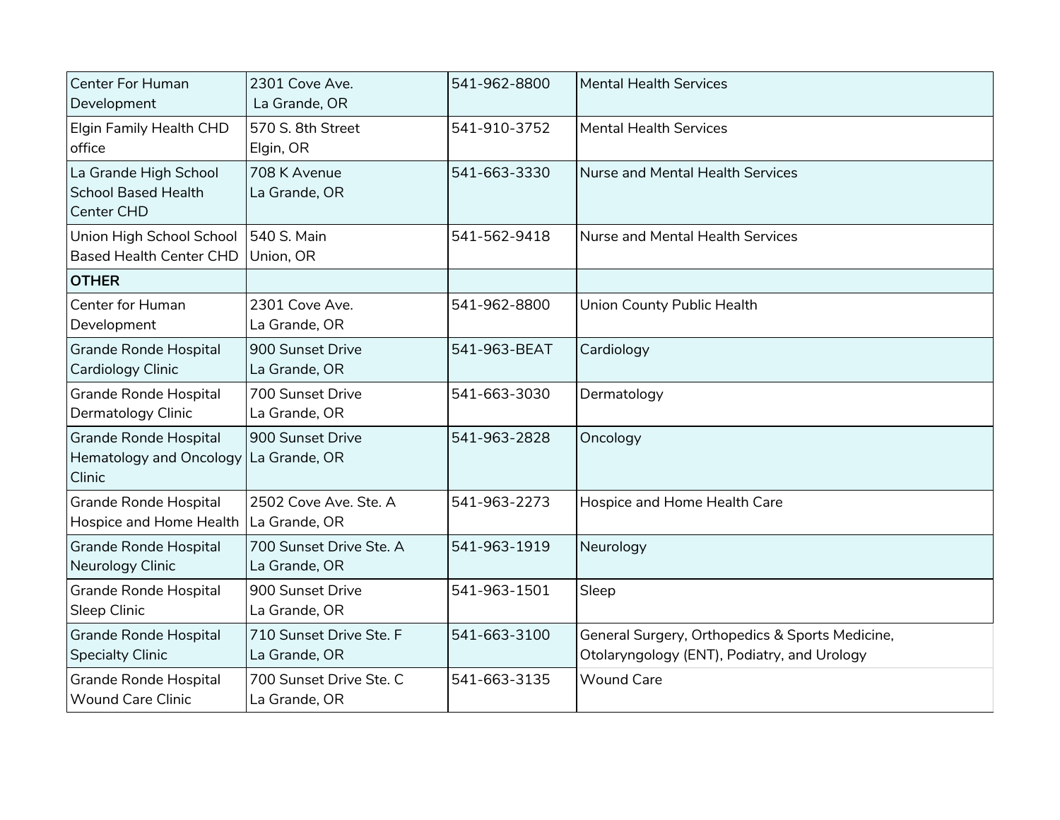| | | | |
|---|---|---|---|
| Center For Human Development | 2301 Cove Ave.<br>La Grande, OR | 541-962-8800 | Mental Health Services |
| Elgin Family Health CHD office | 570 S. 8th Street<br>Elgin, OR | 541-910-3752 | Mental Health Services |
| La Grande High School School Based Health Center CHD | 708 K Avenue<br>La Grande, OR | 541-663-3330 | Nurse and Mental Health Services |
| Union High School School Based Health Center CHD | 540 S. Main<br>Union, OR | 541-562-9418 | Nurse and Mental Health Services |
| **OTHER** | | | |
| Center for Human Development | 2301 Cove Ave.<br>La Grande, OR | 541-962-8800 | Union County Public Health |
| Grande Ronde Hospital Cardiology Clinic | 900 Sunset Drive<br>La Grande, OR | 541-963-BEAT | Cardiology |
| Grande Ronde Hospital Dermatology Clinic | 700 Sunset Drive<br>La Grande, OR | 541-663-3030 | Dermatology |
| Grande Ronde Hospital Hematology and Oncology Clinic | 900 Sunset Drive<br>La Grande, OR | 541-963-2828 | Oncology |
| Grande Ronde Hospital Hospice and Home Health | 2502 Cove Ave. Ste. A<br>La Grande, OR | 541-963-2273 | Hospice and Home Health Care |
| Grande Ronde Hospital Neurology Clinic | 700 Sunset Drive Ste. A<br>La Grande, OR | 541-963-1919 | Neurology |
| Grande Ronde Hospital Sleep Clinic | 900 Sunset Drive<br>La Grande, OR | 541-963-1501 | Sleep |
| Grande Ronde Hospital Specialty Clinic | 710 Sunset Drive Ste. F<br>La Grande, OR | 541-663-3100 | General Surgery, Orthopedics & Sports Medicine, Otolaryngology (ENT), Podiatry, and Urology |
| Grande Ronde Hospital Wound Care Clinic | 700 Sunset Drive Ste. C<br>La Grande, OR | 541-663-3135 | Wound Care |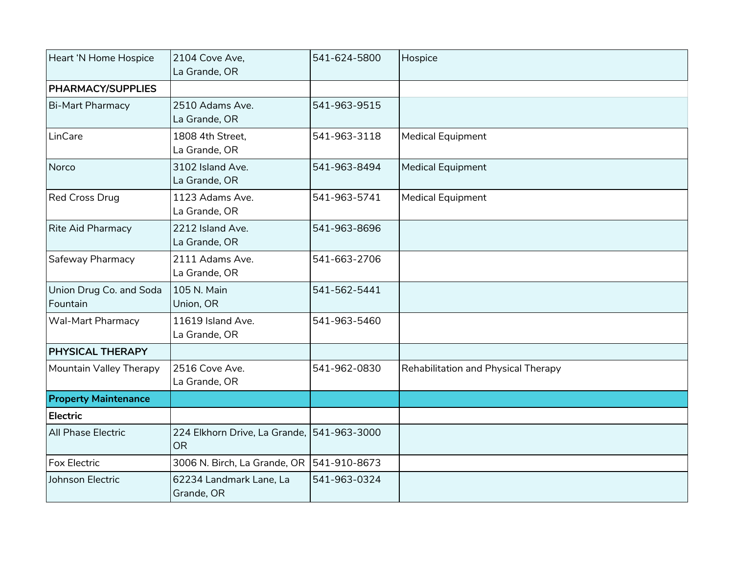| | | | |
|---|---|---|---|
| Heart ‘N Home Hospice | 2104 Cove Ave, La Grande, OR | 541-624-5800 | Hospice |
| **PHARMACY/SUPPLIES** | | | |
| Bi-Mart Pharmacy | 2510 Adams Ave. La Grande, OR | 541-963-9515 | |
| LinCare | 1808 4th Street, La Grande, OR | 541-963-3118 | Medical Equipment |
| Norco | 3102 Island Ave. La Grande, OR | 541-963-8494 | Medical Equipment |
| Red Cross Drug | 1123 Adams Ave. La Grande, OR | 541-963-5741 | Medical Equipment |
| Rite Aid Pharmacy | 2212 Island Ave. La Grande, OR | 541-963-8696 | |
| Safeway Pharmacy | 2111 Adams Ave. La Grande, OR | 541-663-2706 | |
| Union Drug Co. and Soda Fountain | 105 N. Main Union, OR | 541-562-5441 | |
| Wal-Mart Pharmacy | 11619 Island Ave. La Grande, OR | 541-963-5460 | |
| **PHYSICAL THERAPY** | | | |
| Mountain Valley Therapy | 2516 Cove Ave. La Grande, OR | 541-962-0830 | Rehabilitation and Physical Therapy |
| **Property Maintenance** | | | |
| **Electric** | | | |
| All Phase Electric | 224 Elkhorn Drive, La Grande, OR | 541-963-3000 | |
| Fox Electric | 3006 N. Birch, La Grande, OR | 541-910-8673 | |
| Johnson Electric | 62234 Landmark Lane, La Grande, OR | 541-963-0324 | |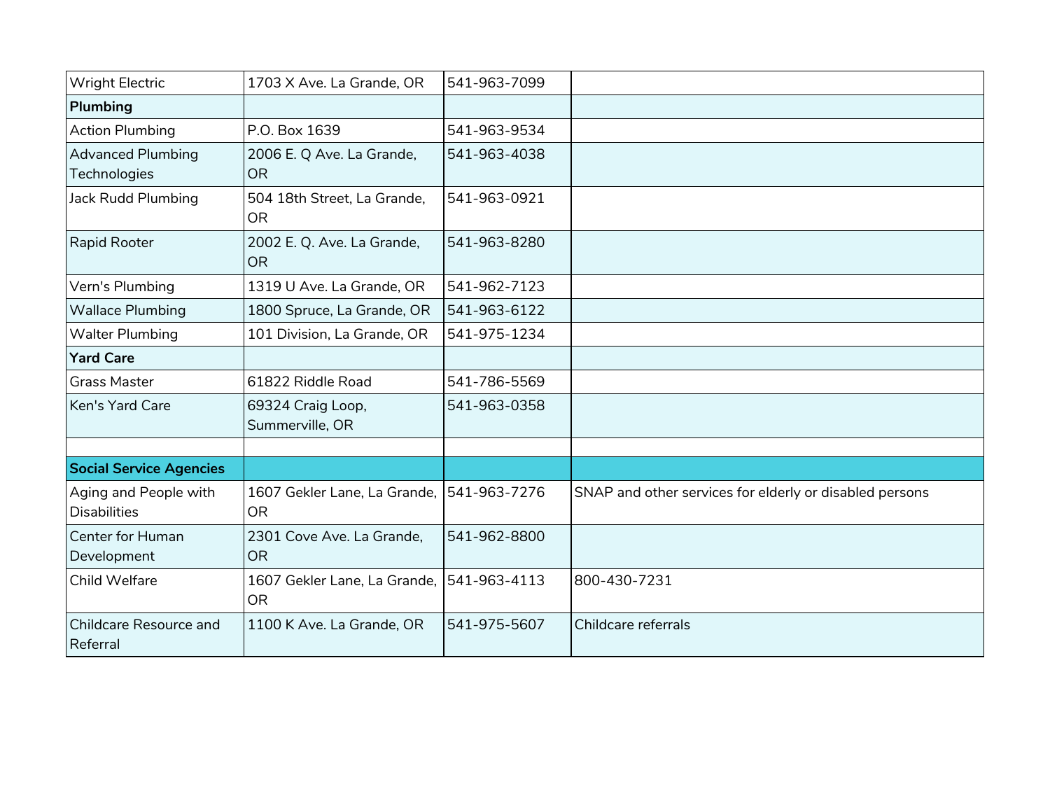| | | | |
|---|---|---|---|
| Wright Electric | 1703 X Ave. La Grande, OR | 541-963-7099 | |
| **Plumbing** | | | |
| Action Plumbing | P.O. Box 1639 | 541-963-9534 | |
| Advanced Plumbing Technologies | 2006 E. Q Ave. La Grande, OR | 541-963-4038 | |
| Jack Rudd Plumbing | 504 18th Street, La Grande, OR | 541-963-0921 | |
| Rapid Rooter | 2002 E. Q. Ave. La Grande, OR | 541-963-8280 | |
| Vern's Plumbing | 1319 U Ave. La Grande, OR | 541-962-7123 | |
| Wallace Plumbing | 1800 Spruce, La Grande, OR | 541-963-6122 | |
| Walter Plumbing | 101 Division, La Grande, OR | 541-975-1234 | |
| **Yard Care** | | | |
| Grass Master | 61822 Riddle Road | 541-786-5569 | |
| Ken's Yard Care | 69324 Craig Loop, Summerville, OR | 541-963-0358 | |
| | | | |
| **Social Service Agencies** | | | |
| Aging and People with Disabilities | 1607 Gekler Lane, La Grande, OR | 541-963-7276 | SNAP and other services for elderly or disabled persons |
| Center for Human Development | 2301 Cove Ave. La Grande, OR | 541-962-8800 | |
| Child Welfare | 1607 Gekler Lane, La Grande, OR | 541-963-4113 | 800-430-7231 |
| Childcare Resource and Referral | 1100 K Ave. La Grande, OR | 541-975-5607 | Childcare referrals |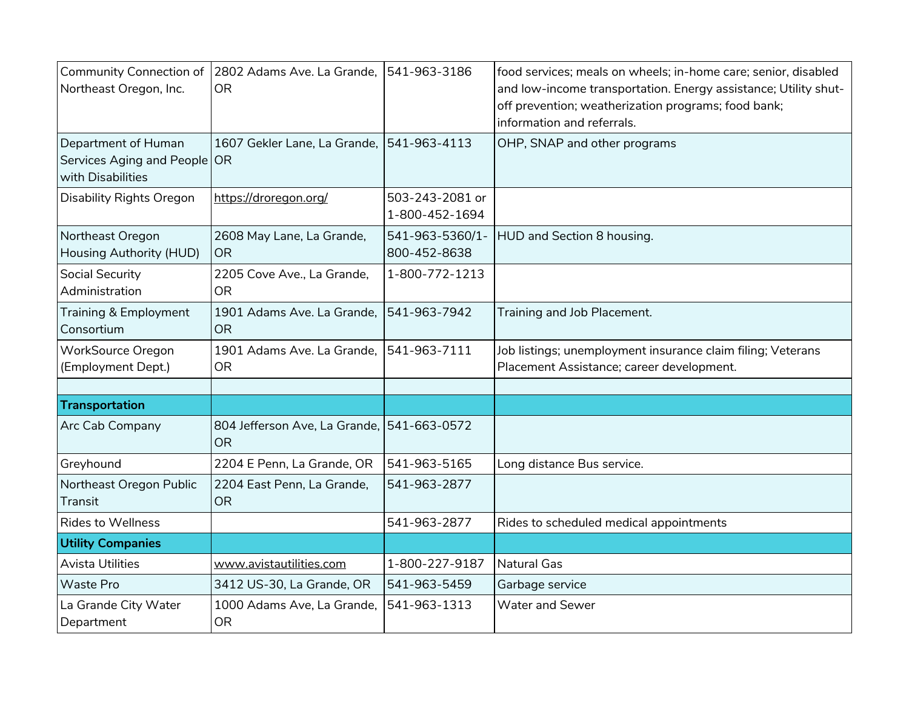| | | | |
|---|---|---|---|
| Community Connection of Northeast Oregon, Inc. | 2802 Adams Ave. La Grande, OR | 541-963-3186 | food services; meals on wheels; in-home care; senior, disabled and low-income transportation. Energy assistance; Utility shut-off prevention; weatherization programs; food bank; information and referrals. |
| Department of Human Services Aging and People with Disabilities | 1607 Gekler Lane, La Grande, OR | 541-963-4113 | OHP, SNAP and other programs |
| Disability Rights Oregon | https://droregon.org/ | 503-243-2081 or 1-800-452-1694 | |
| Northeast Oregon Housing Authority (HUD) | 2608 May Lane, La Grande, OR | 541-963-5360/1-800-452-8638 | HUD and Section 8 housing. |
| Social Security Administration | 2205 Cove Ave., La Grande, OR | 1-800-772-1213 | |
| Training & Employment Consortium | 1901 Adams Ave. La Grande, OR | 541-963-7942 | Training and Job Placement. |
| WorkSource Oregon (Employment Dept.) | 1901 Adams Ave. La Grande, OR | 541-963-7111 | Job listings; unemployment insurance claim filing; Veterans Placement Assistance; career development. |
| | | | |
| **Transportation** | | | |
| Arc Cab Company | 804 Jefferson Ave, La Grande, OR | 541-663-0572 | |
| Greyhound | 2204 E Penn, La Grande, OR | 541-963-5165 | Long distance Bus service. |
| Northeast Oregon Public Transit | 2204 East Penn, La Grande, OR | 541-963-2877 | |
| Rides to Wellness | | 541-963-2877 | Rides to scheduled medical appointments |
| **Utility Companies** | | | |
| Avista Utilities | www.avistautilities.com | 1-800-227-9187 | Natural Gas |
| Waste Pro | 3412 US-30, La Grande, OR | 541-963-5459 | Garbage service |
| La Grande City Water Department | 1000 Adams Ave, La Grande, OR | 541-963-1313 | Water and Sewer |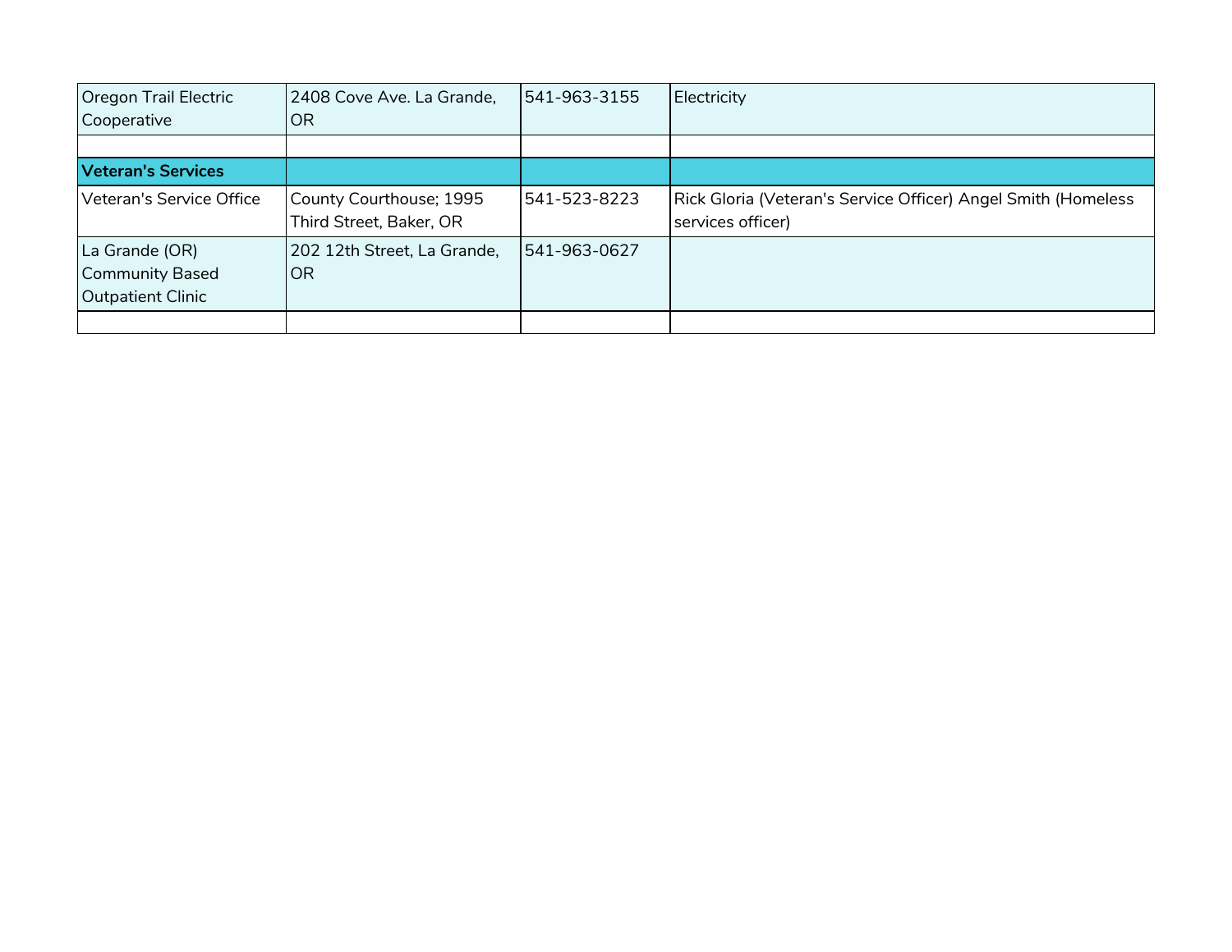| | | | |
|---|---|---|---|
| Oregon Trail Electric Cooperative | 2408 Cove Ave. La Grande, OR | 541-963-3155 | Electricity |
| | | | |
| **Veteran's Services** | | | |
| Veteran's Service Office | County Courthouse; 1995 Third Street, Baker, OR | 541-523-8223 | Rick Gloria (Veteran's Service Officer) Angel Smith (Homeless services officer) |
| La Grande (OR) Community Based Outpatient Clinic | 202 12th Street, La Grande, OR | 541-963-0627 | |
| | | | |